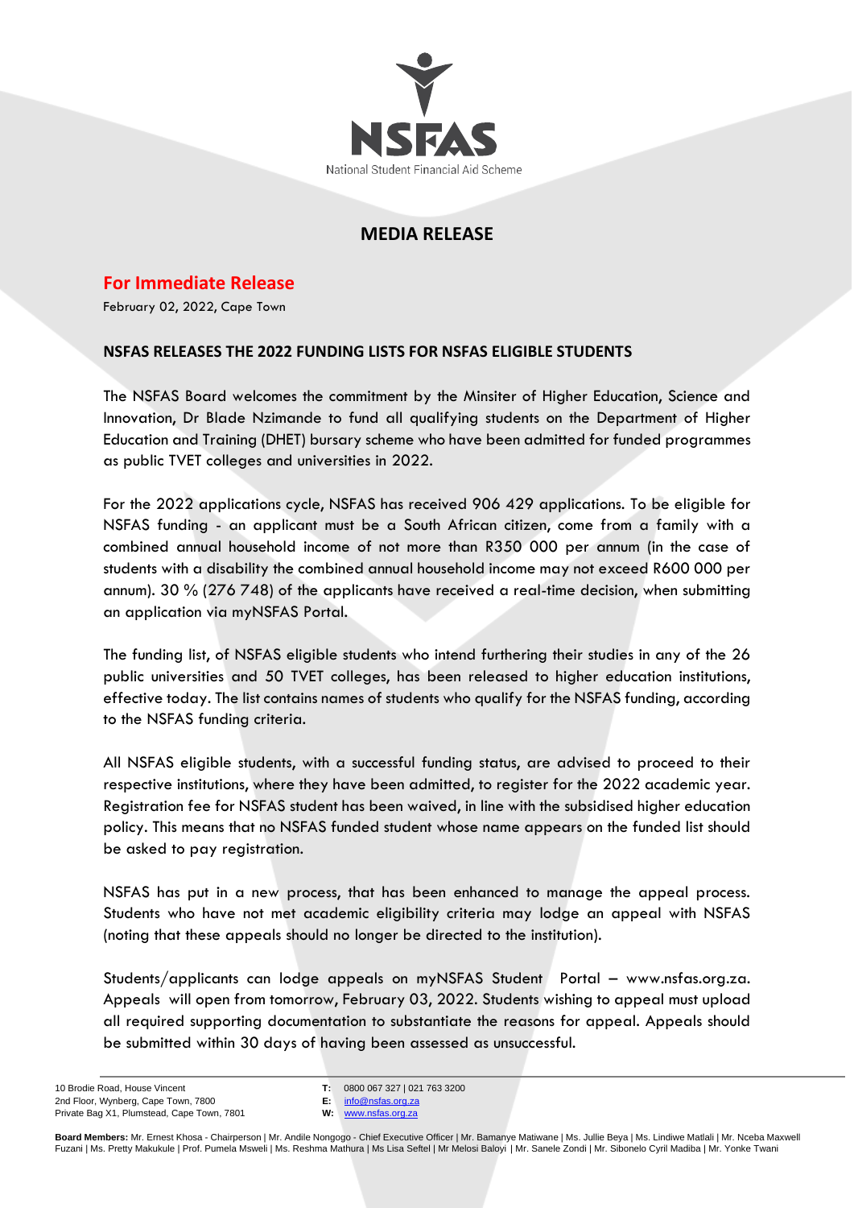NSFAS

National Student Financial Aid Scheme

# MEDIA RELEASE

## For Immediate Release

February 02, 2022, Cape Town

### NSFAS RELEASES THE 2022 FUNDING LISTS FOR NSFAS ELIGIBLE STUDENTS

The NSFAS Board welcomes the commitment by the Minsiter of Higher Education, Science and Innovation, Dr Blade Nzimande to fund all qualifying students on the Department of Higher Education and Training (DHET) bursary scheme who have been admitted for funded programmes as public TVET colleges and universities in 2022.

For the 2022 applications cycle, NSFAS has received 906 429 applications. To be eligible for NSFAS funding - an applicant must be a South African citizen, come from a family with a combined annual household income of not more than R350 000 per annum (in the case of students with a disability the combined annual household income may not exceed R600 000 per annum). 30 % (276 748) of the applicants have received a real-time decision, when submitting an application via myNSFAS Portal.

The funding list, of NSFAS eligible students who intend furthering their studies in any of the 26 public universities and 50 TVET colleges, has been released to higher education institutions, effective today. The list contains names of students who qualify for the NSFAS funding, according to the NSFAS funding criteria.

All NSFAS eligible students, with a successful funding status, are advised to proceed to their respective institutions, where they have been admitted, to register for the 2022 academic year. Registration fee for NSFAS student has been waived, in line with the subsidised higher education policy. This means that no NSFAS funded student whose name appears on the funded list should be asked to pay registration.

NSFAS has put in a new process, that has been enhanced to manage the appeal process. Students who have not met academic eligibility criteria may lodge an appeal with NSFAS (noting that these appeals should no longer be directed to the institution).

Students/applicants can lodge appeals on myNSFAS Student Portal – www.nsfas.org.za. Appeals will open from tomorrow, February 03, 2022. Students wishing to appeal must upload all required supporting documentation to substantiate the reasons for appeal. Appeals should be submitted within 30 days of having been assessed as unsuccessful.

10 Brodie Road, House Vincent
2nd Floor, Wynberg, Cape Town, 7800
Private Bag X1, Plumstead, Cape Town, 7801

**T:** 0800 067 327 | 021 763 3200
**E:** info@nsfas.org.za
**W:** www.nsfas.org.za

**Board Members:** Mr. Ernest Khosa - Chairperson | Mr. Andile Nongogo - Chief Executive Officer | Mr. Bamanye Matiwane | Ms. Jullie Beya | Ms. Lindiwe Matlali | Mr. Nceba Maxwell Fuzani | Ms. Pretty Makukule | Prof. Pumela Msweli | Ms. Reshma Mathura | Ms Lisa Seftel | Mr Melosi Baloyi | Mr. Sanele Zondi | Mr. Sibonelo Cyril Madiba | Mr. Yonke Twani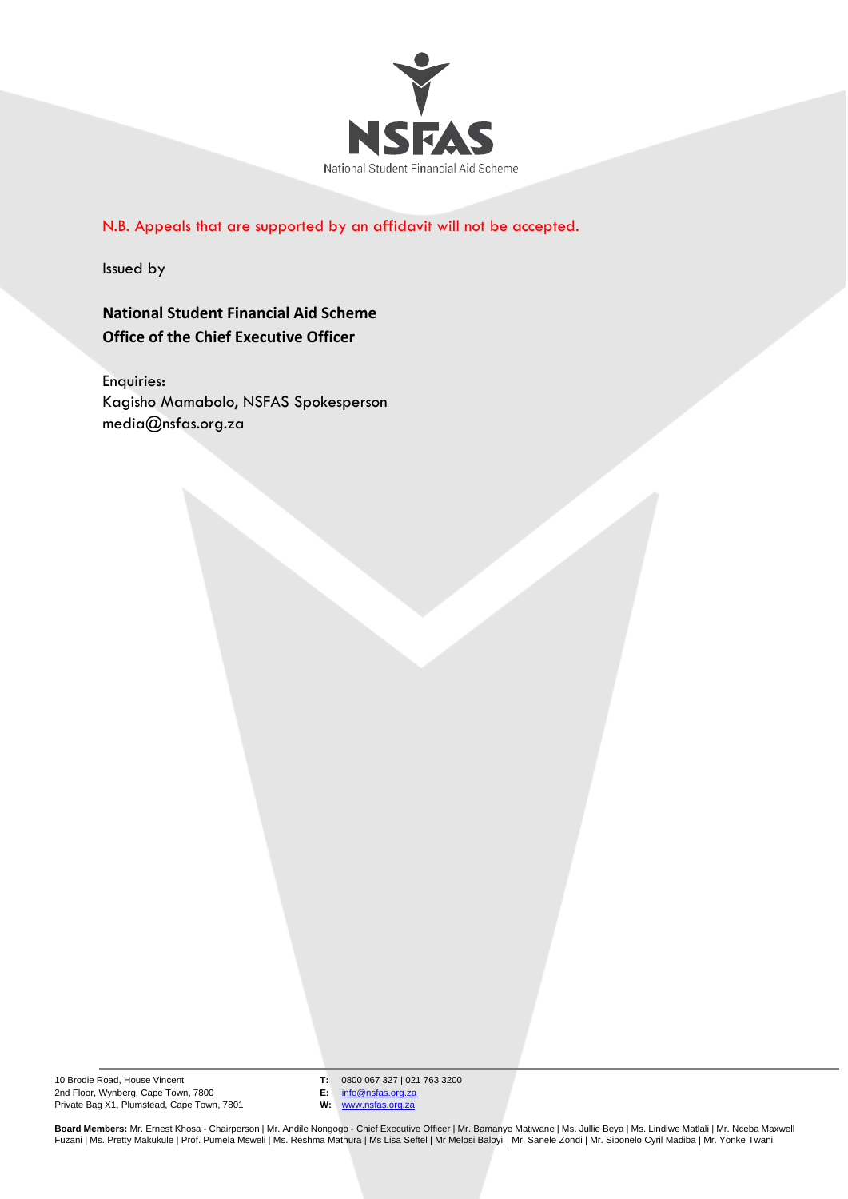N.B. Appeals that are supported by an affidavit will not be accepted.

Issued by

**National Student Financial Aid Scheme**
**Office of the Chief Executive Officer**

Enquiries:
Kagisho Mamabolo, NSFAS Spokesperson
media@nsfas.org.za

10 Brodie Road, House Vincent
2nd Floor, Wynberg, Cape Town, 7800
Private Bag X1, Plumstead, Cape Town, 7801

**T:** 0800 067 327 | 021 763 3200
**E:** info@nsfas.org.za
**W:** www.nsfas.org.za

**Board Members:** Mr. Ernest Khosa - Chairperson | Mr. Andile Nongogo - Chief Executive Officer | Mr. Bamanye Matiwane | Ms. Jullie Beya | Ms. Lindiwe Matlali | Mr. Nceba Maxwell Fuzani | Ms. Pretty Makukule | Prof. Pumela Msweli | Ms. Reshma Mathura | Ms Lisa Seftel | Mr Melosi Baloyi | Mr. Sanele Zondi | Mr. Sibonelo Cyril Madiba | Mr. Yonke Twani